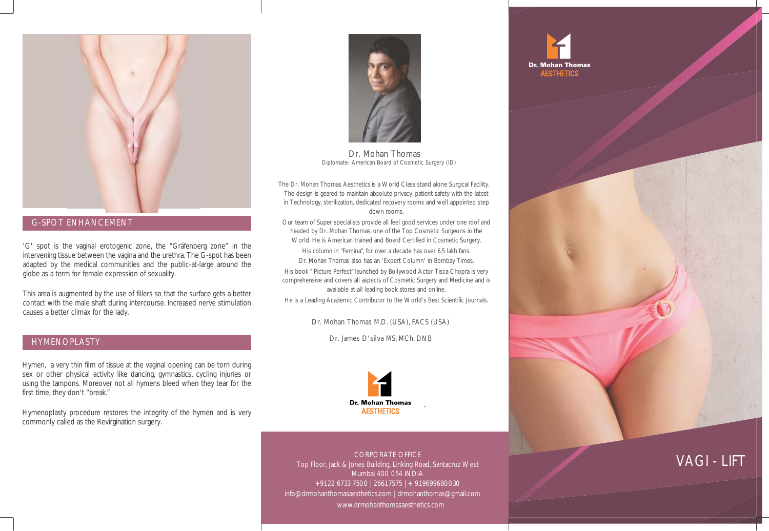## G-SPOT ENHANCEMENT

'G' spot is the vaginal erotogenic zone, the "Gräfenberg zone" in the intervening tissue between the vagina and the urethra. The G-spot has been adapted by the medical communities and the public-at-large around the globe as a term for female expression of sexuality.

This area is augmented by the use of fillers so that the surface gets a better contact with the male shaft during intercourse. Increased nerve stimulation causes a better climax for the lady.

## HYMENOPLASTY

Hymen, a very thin film of tissue at the vaginal opening can be torn during sex or other physical activity like dancing, gymnastics, cycling injuries or using the tampons. Moreover not all hymens bleed when they tear for the first time, they don't "break."

Hymenoplasty procedure restores the integrity of the hymen and is very commonly called as the Revirgination surgery.

Dr. Mohan Thomas
Diplomate- American Board of Cosmetic Surgery (ID)

The Dr. Mohan Thomas Aesthetics is a World Class stand alone Surgical Facility. The design is geared to maintain absolute privacy, patient safety with the latest in Technology, sterilization, dedicated recovery rooms and well appointed step down rooms.

Our team of Super specialists provide all feel good services under one roof and headed by Dr. Mohan Thomas, one of the Top Cosmetic Surgeons in the World. He is American trained and Board Certified in Cosmetic Surgery.

His column in "Femina", for over a decade has over 6.5 lakh fans.

Dr. Mohan Thomas also has an 'Expert Column' in Bombay Times.

His book " Picture Perfect" launched by Bollywood Actor Tisca Chopra is very comprehensive and covers all aspects of Cosmetic Surgery and Medicine and is available at all leading book stores and online.

He is a Leading Academic Contributor to the World's Best Scientific Journals.

Dr. Mohan Thomas M.D. (USA), FACS (USA)

Dr. James D'silva MS, MCh, DNB

Dr. Mohan Thomas
AESTHETICS

CORPORATE OFFICE
Top Floor, Jack & Jones Building, Linking Road, Santacruz West
Mumbai 400 054 INDIA
+9122 6733 7500 | 26617575 | + 919699680030
info@drmohanthomasaesthetics.com | drmohanthomas@gmail.com
www.drmohanthomasaesthetics.com

Dr. Mohan Thomas
AESTHETICS

# VAGI - LIFT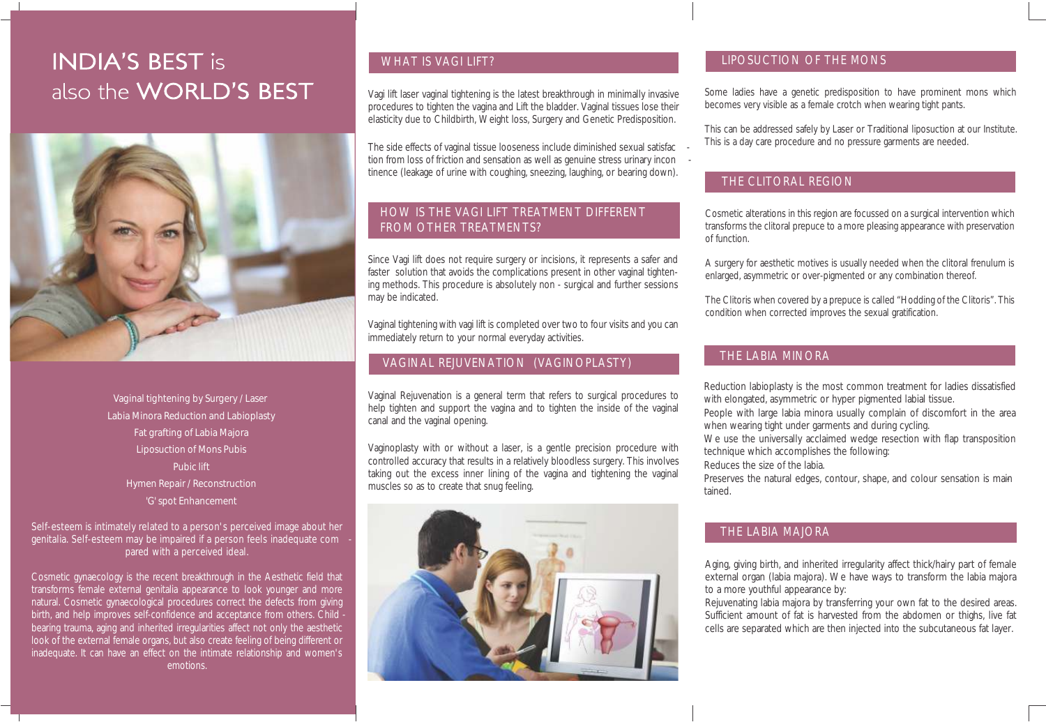# INDIA'S BEST is also the WORLD'S BEST

Vaginal tightening by Surgery / Laser
Labia Minora Reduction and Labioplasty
Fat grafting of Labia Majora
Liposuction of Mons Pubis
Pubic lift
Hymen Repair / Reconstruction
'G' spot Enhancement

Self-esteem is intimately related to a person's perceived image about her genitalia. Self-esteem may be impaired if a person feels inadequate compared with a perceived ideal.

Cosmetic gynaecology is the recent breakthrough in the Aesthetic field that transforms female external genitalia appearance to look younger and more natural. Cosmetic gynaecological procedures correct the defects from giving birth, and help improves self-confidence and acceptance from others. Child-bearing trauma, aging and inherited irregularities affect not only the aesthetic look of the external female organs, but also create feeling of being different or inadequate. It can have an effect on the intimate relationship and women's emotions.

## WHAT IS VAGI LIFT?

Vagi lift laser vaginal tightening is the latest breakthrough in minimally invasive procedures to tighten the vagina and Lift the bladder. Vaginal tissues lose their elasticity due to Childbirth, Weight loss, Surgery and Genetic Predisposition.

The side effects of vaginal tissue looseness include diminished sexual satisfaction from loss of friction and sensation as well as genuine stress urinary incontinence (leakage of urine with coughing, sneezing, laughing, or bearing down).

## HOW IS THE VAGI LIFT TREATMENT DIFFERENT FROM OTHER TREATMENTS?

Since Vagi lift does not require surgery or incisions, it represents a safer and faster solution that avoids the complications present in other vaginal tightening methods. This procedure is absolutely non - surgical and further sessions may be indicated.

Vaginal tightening with vagi lift is completed over two to four visits and you can immediately return to your normal everyday activities.

## VAGINAL REJUVENATION (VAGINOPLASTY)

Vaginal Rejuvenation is a general term that refers to surgical procedures to help tighten and support the vagina and to tighten the inside of the vaginal canal and the vaginal opening.

Vaginoplasty with or without a laser, is a gentle precision procedure with controlled accuracy that results in a relatively bloodless surgery. This involves taking out the excess inner lining of the vagina and tightening the vaginal muscles so as to create that snug feeling.

## LIPOSUCTION OF THE MONS

Some ladies have a genetic predisposition to have prominent mons which becomes very visible as a female crotch when wearing tight pants.

This can be addressed safely by Laser or Traditional liposuction at our Institute. This is a day care procedure and no pressure garments are needed.

## THE CLITORAL REGION

Cosmetic alterations in this region are focussed on a surgical intervention which transforms the clitoral prepuce to a more pleasing appearance with preservation of function.

A surgery for aesthetic motives is usually needed when the clitoral frenulum is enlarged, asymmetric or over-pigmented or any combination thereof.

The Clitoris when covered by a prepuce is called "Hodding of the Clitoris". This condition when corrected improves the sexual gratification.

## THE LABIA MINORA

Reduction labioplasty is the most common treatment for ladies dissatisfied with elongated, asymmetric or hyper pigmented labial tissue.

People with large labia minora usually complain of discomfort in the area when wearing tight under garments and during cycling.

We use the universally acclaimed wedge resection with flap transposition technique which accomplishes the following:

Reduces the size of the labia.

Preserves the natural edges, contour, shape, and colour sensation is maintained.

## THE LABIA MAJORA

Aging, giving birth, and inherited irregularity affect thick/hairy part of female external organ (labia majora). We have ways to transform the labia majora to a more youthful appearance by:

Rejuvenating labia majora by transferring your own fat to the desired areas. Sufficient amount of fat is harvested from the abdomen or thighs, live fat cells are separated which are then injected into the subcutaneous fat layer.